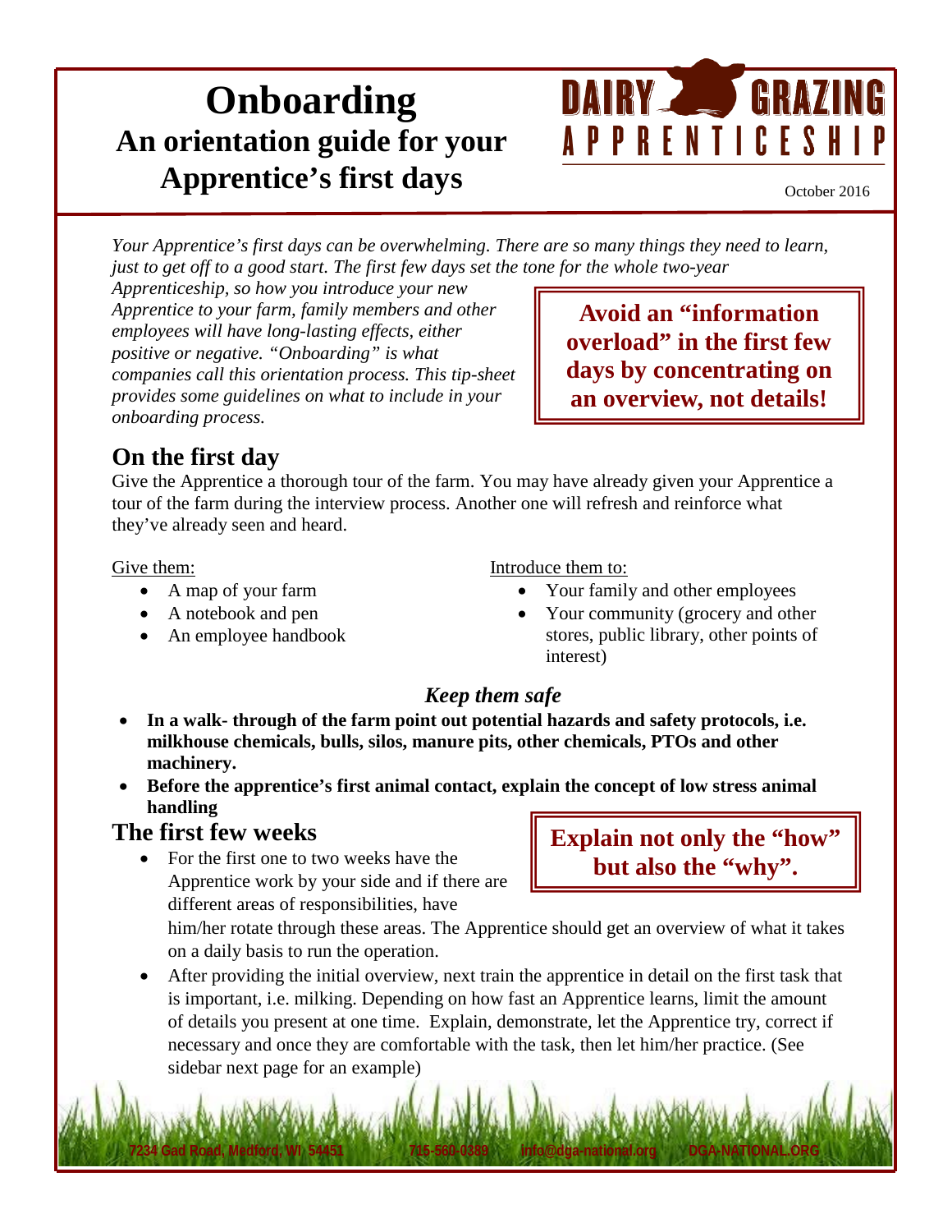# Onboarding

## An orientation guide for your Apprentice's first days

DAIRY GRAZING APPRENTICESHIP

October 2016

*Your Apprentice's first days can be overwhelming. There are so many things they need to learn, just to get off to a good start. The first few days set the tone for the whole two-year Apprenticeship, so how you introduce your new Apprentice to your farm, family members and other employees will have long-lasting effects, either positive or negative. "Onboarding" is what companies call this orientation process. This tip-sheet provides some guidelines on what to include in your onboarding process.*

**Avoid an "information overload" in the first few days by concentrating on an overview, not details!**

## On the first day

Give the Apprentice a thorough tour of the farm. You may have already given your Apprentice a tour of the farm during the interview process. Another one will refresh and reinforce what they've already seen and heard.

Give them:

- A map of your farm
- A notebook and pen
- An employee handbook

Introduce them to:

- Your family and other employees
- Your community (grocery and other stores, public library, other points of interest)

### *Keep them safe*

- **In a walk- through of the farm point out potential hazards and safety protocols, i.e. milkhouse chemicals, bulls, silos, manure pits, other chemicals, PTOs and other machinery.**
- **Before the apprentice's first animal contact, explain the concept of low stress animal handling**

## The first few weeks

**Explain not only the "how" but also the "why".**

- For the first one to two weeks have the Apprentice work by your side and if there are different areas of responsibilities, have him/her rotate through these areas. The Apprentice should get an overview of what it takes on a daily basis to run the operation.
- After providing the initial overview, next train the apprentice in detail on the first task that is important, i.e. milking. Depending on how fast an Apprentice learns, limit the amount of details you present at one time. Explain, demonstrate, let the Apprentice try, correct if necessary and once they are comfortable with the task, then let him/her practice. (See sidebar next page for an example)

7234 Gad Road, Medford, WI 54451 715-560-0389 info@dga-national.org DGA-NATIONAL.ORG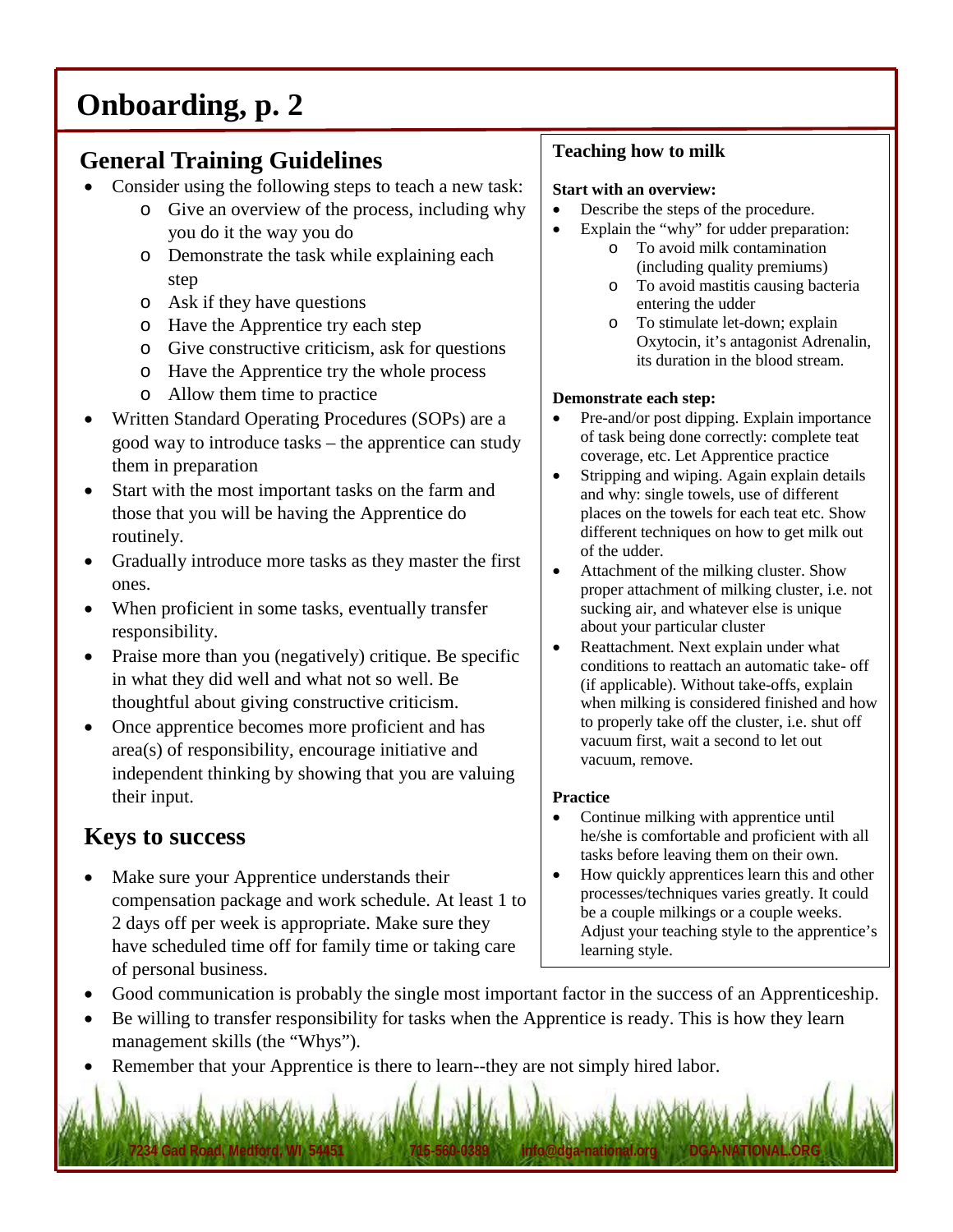# Onboarding, p. 2

## General Training Guidelines

- Consider using the following steps to teach a new task:
  - Give an overview of the process, including why you do it the way you do
  - Demonstrate the task while explaining each step
  - Ask if they have questions
  - Have the Apprentice try each step
  - Give constructive criticism, ask for questions
  - Have the Apprentice try the whole process
  - Allow them time to practice
- Written Standard Operating Procedures (SOPs) are a good way to introduce tasks – the apprentice can study them in preparation
- Start with the most important tasks on the farm and those that you will be having the Apprentice do routinely.
- Gradually introduce more tasks as they master the first ones.
- When proficient in some tasks, eventually transfer responsibility.
- Praise more than you (negatively) critique. Be specific in what they did well and what not so well. Be thoughtful about giving constructive criticism.
- Once apprentice becomes more proficient and has area(s) of responsibility, encourage initiative and independent thinking by showing that you are valuing their input.

## Keys to success

- Make sure your Apprentice understands their compensation package and work schedule. At least 1 to 2 days off per week is appropriate. Make sure they have scheduled time off for family time or taking care of personal business.
- Good communication is probably the single most important factor in the success of an Apprenticeship.
- Be willing to transfer responsibility for tasks when the Apprentice is ready. This is how they learn management skills (the "Whys").
- Remember that your Apprentice is there to learn--they are not simply hired labor.

### Teaching how to milk

**Start with an overview:**

- Describe the steps of the procedure.
- Explain the "why" for udder preparation:
  - To avoid milk contamination (including quality premiums)
  - To avoid mastitis causing bacteria entering the udder
  - To stimulate let-down; explain Oxytocin, it's antagonist Adrenalin, its duration in the blood stream.

**Demonstrate each step:**

- Pre-and/or post dipping. Explain importance of task being done correctly: complete teat coverage, etc. Let Apprentice practice
- Stripping and wiping. Again explain details and why: single towels, use of different places on the towels for each teat etc. Show different techniques on how to get milk out of the udder.
- Attachment of the milking cluster. Show proper attachment of milking cluster, i.e. not sucking air, and whatever else is unique about your particular cluster
- Reattachment. Next explain under what conditions to reattach an automatic take- off (if applicable). Without take-offs, explain when milking is considered finished and how to properly take off the cluster, i.e. shut off vacuum first, wait a second to let out vacuum, remove.

**Practice**

- Continue milking with apprentice until he/she is comfortable and proficient with all tasks before leaving them on their own.
- How quickly apprentices learn this and other processes/techniques varies greatly. It could be a couple milkings or a couple weeks. Adjust your teaching style to the apprentice's learning style.

7234 Gad Road, Medford, WI 54451 715-560-0389 info@dga-national.org DGA-NATIONAL.ORG